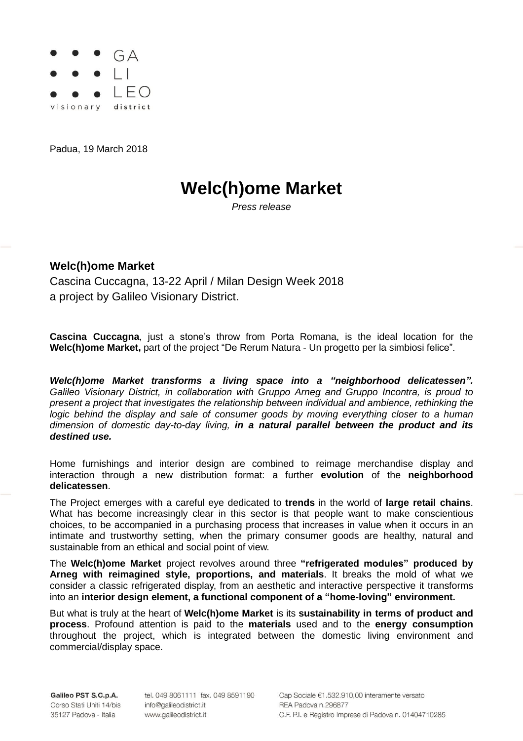Padua, 19 March 2018

# Welc(h)ome Market

*Press release*

**Welc(h)ome Market**
Cascina Cuccagna, 13-22 April / Milan Design Week 2018
a project by Galileo Visionary District.

**Cascina Cuccagna**, just a stone's throw from Porta Romana, is the ideal location for the **Welc(h)ome Market,** part of the project "De Rerum Natura - Un progetto per la simbiosi felice".

***Welc(h)ome Market transforms a living space into a "neighborhood delicatessen".*** *Galileo Visionary District, in collaboration with Gruppo Arneg and Gruppo Incontra, is proud to present a project that investigates the relationship between individual and ambience, rethinking the logic behind the display and sale of consumer goods by moving everything closer to a human dimension of domestic day-to-day living,* ***in a natural parallel between the product and its destined use.***

Home furnishings and interior design are combined to reimage merchandise display and interaction through a new distribution format: a further **evolution** of the **neighborhood delicatessen**.

The Project emerges with a careful eye dedicated to **trends** in the world of **large retail chains**. What has become increasingly clear in this sector is that people want to make conscientious choices, to be accompanied in a purchasing process that increases in value when it occurs in an intimate and trustworthy setting, when the primary consumer goods are healthy, natural and sustainable from an ethical and social point of view.

The **Welc(h)ome Market** project revolves around three **"refrigerated modules" produced by Arneg with reimagined style, proportions, and materials**. It breaks the mold of what we consider a classic refrigerated display, from an aesthetic and interactive perspective it transforms into an **interior design element, a functional component of a "home-loving" environment.**

But what is truly at the heart of **Welc(h)ome Market** is its **sustainability in terms of product and process**. Profound attention is paid to the **materials** used and to the **energy consumption** throughout the project, which is integrated between the domestic living environment and commercial/display space.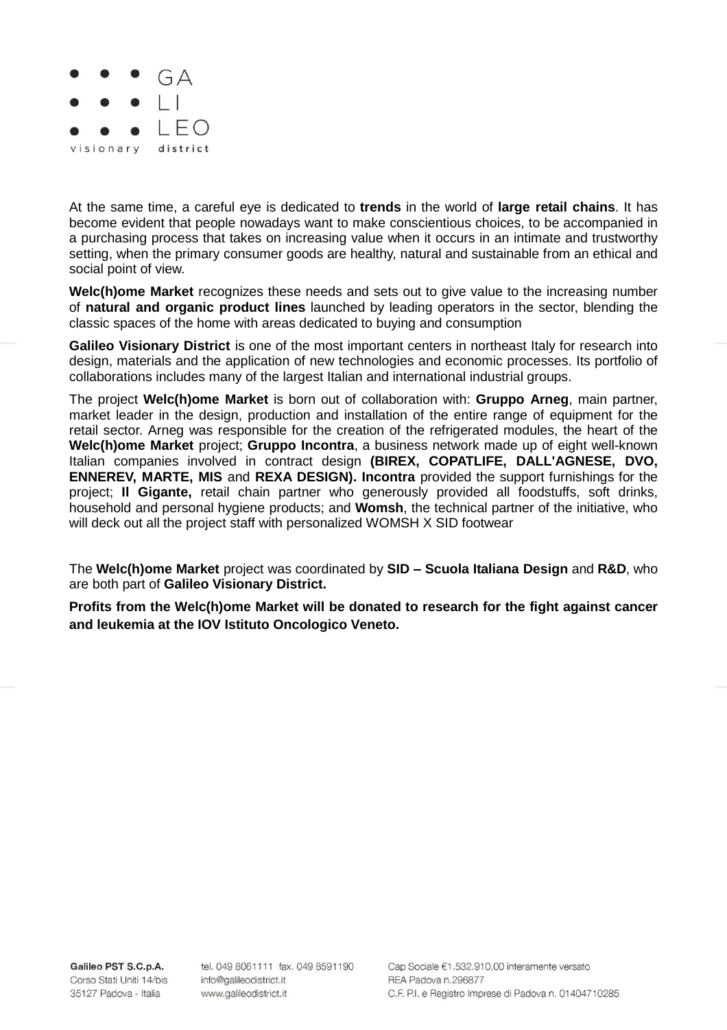At the same time, a careful eye is dedicated to **trends** in the world of **large retail chains**. It has become evident that people nowadays want to make conscientious choices, to be accompanied in a purchasing process that takes on increasing value when it occurs in an intimate and trustworthy setting, when the primary consumer goods are healthy, natural and sustainable from an ethical and social point of view.

**Welc(h)ome Market** recognizes these needs and sets out to give value to the increasing number of **natural and organic product lines** launched by leading operators in the sector, blending the classic spaces of the home with areas dedicated to buying and consumption

**Galileo Visionary District** is one of the most important centers in northeast Italy for research into design, materials and the application of new technologies and economic processes. Its portfolio of collaborations includes many of the largest Italian and international industrial groups.

The project **Welc(h)ome Market** is born out of collaboration with: **Gruppo Arneg**, main partner, market leader in the design, production and installation of the entire range of equipment for the retail sector. Arneg was responsible for the creation of the refrigerated modules, the heart of the **Welc(h)ome Market** project; **Gruppo Incontra**, a business network made up of eight well-known Italian companies involved in contract design **(BIREX, COPATLIFE, DALL'AGNESE, DVO, ENNEREV, MARTE, MIS** and **REXA DESIGN). Incontra** provided the support furnishings for the project; **Il Gigante,** retail chain partner who generously provided all foodstuffs, soft drinks, household and personal hygiene products; and **Womsh**, the technical partner of the initiative, who will deck out all the project staff with personalized WOMSH X SID footwear

The **Welc(h)ome Market** project was coordinated by **SID – Scuola Italiana Design** and **R&D**, who are both part of **Galileo Visionary District.**

**Profits from the Welc(h)ome Market will be donated to research for the fight against cancer and leukemia at the IOV Istituto Oncologico Veneto.**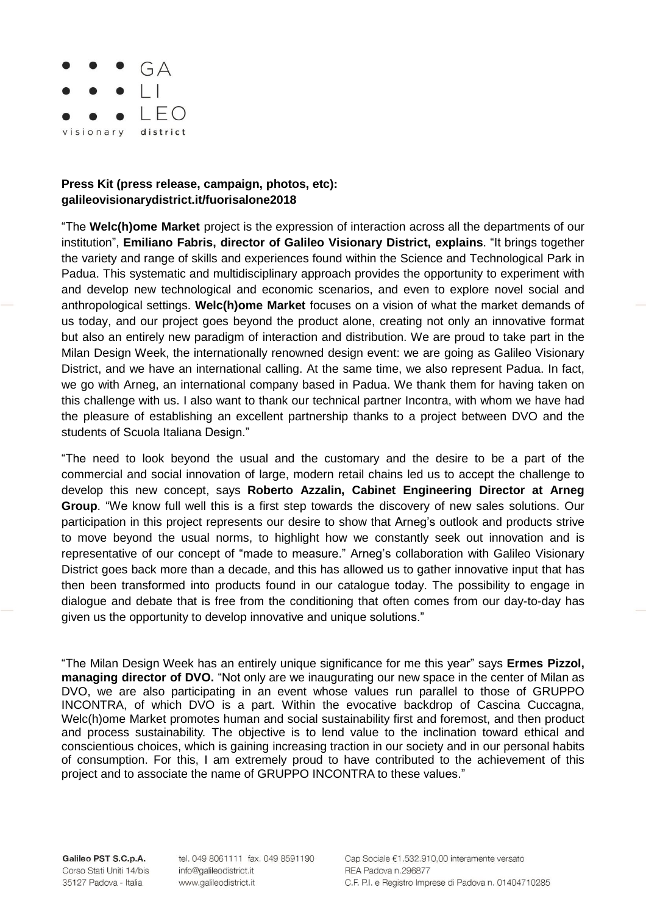**Press Kit (press release, campaign, photos, etc): galileovisionarydistrict.it/fuorisalone2018**

“The **Welc(h)ome Market** project is the expression of interaction across all the departments of our institution”, **Emiliano Fabris, director of Galileo Visionary District, explains**. “It brings together the variety and range of skills and experiences found within the Science and Technological Park in Padua. This systematic and multidisciplinary approach provides the opportunity to experiment with and develop new technological and economic scenarios, and even to explore novel social and anthropological settings. **Welc(h)ome Market** focuses on a vision of what the market demands of us today, and our project goes beyond the product alone, creating not only an innovative format but also an entirely new paradigm of interaction and distribution. We are proud to take part in the Milan Design Week, the internationally renowned design event: we are going as Galileo Visionary District, and we have an international calling. At the same time, we also represent Padua. In fact, we go with Arneg, an international company based in Padua. We thank them for having taken on this challenge with us. I also want to thank our technical partner Incontra, with whom we have had the pleasure of establishing an excellent partnership thanks to a project between DVO and the students of Scuola Italiana Design.”

“The need to look beyond the usual and the customary and the desire to be a part of the commercial and social innovation of large, modern retail chains led us to accept the challenge to develop this new concept, says **Roberto Azzalin, Cabinet Engineering Director at Arneg Group**. “We know full well this is a first step towards the discovery of new sales solutions. Our participation in this project represents our desire to show that Arneg’s outlook and products strive to move beyond the usual norms, to highlight how we constantly seek out innovation and is representative of our concept of “made to measure.” Arneg’s collaboration with Galileo Visionary District goes back more than a decade, and this has allowed us to gather innovative input that has then been transformed into products found in our catalogue today. The possibility to engage in dialogue and debate that is free from the conditioning that often comes from our day-to-day has given us the opportunity to develop innovative and unique solutions.”

“The Milan Design Week has an entirely unique significance for me this year” says **Ermes Pizzol, managing director of DVO.** “Not only are we inaugurating our new space in the center of Milan as DVO, we are also participating in an event whose values run parallel to those of GRUPPO INCONTRA, of which DVO is a part. Within the evocative backdrop of Cascina Cuccagna, Welc(h)ome Market promotes human and social sustainability first and foremost, and then product and process sustainability. The objective is to lend value to the inclination toward ethical and conscientious choices, which is gaining increasing traction in our society and in our personal habits of consumption. For this, I am extremely proud to have contributed to the achievement of this project and to associate the name of GRUPPO INCONTRA to these values.”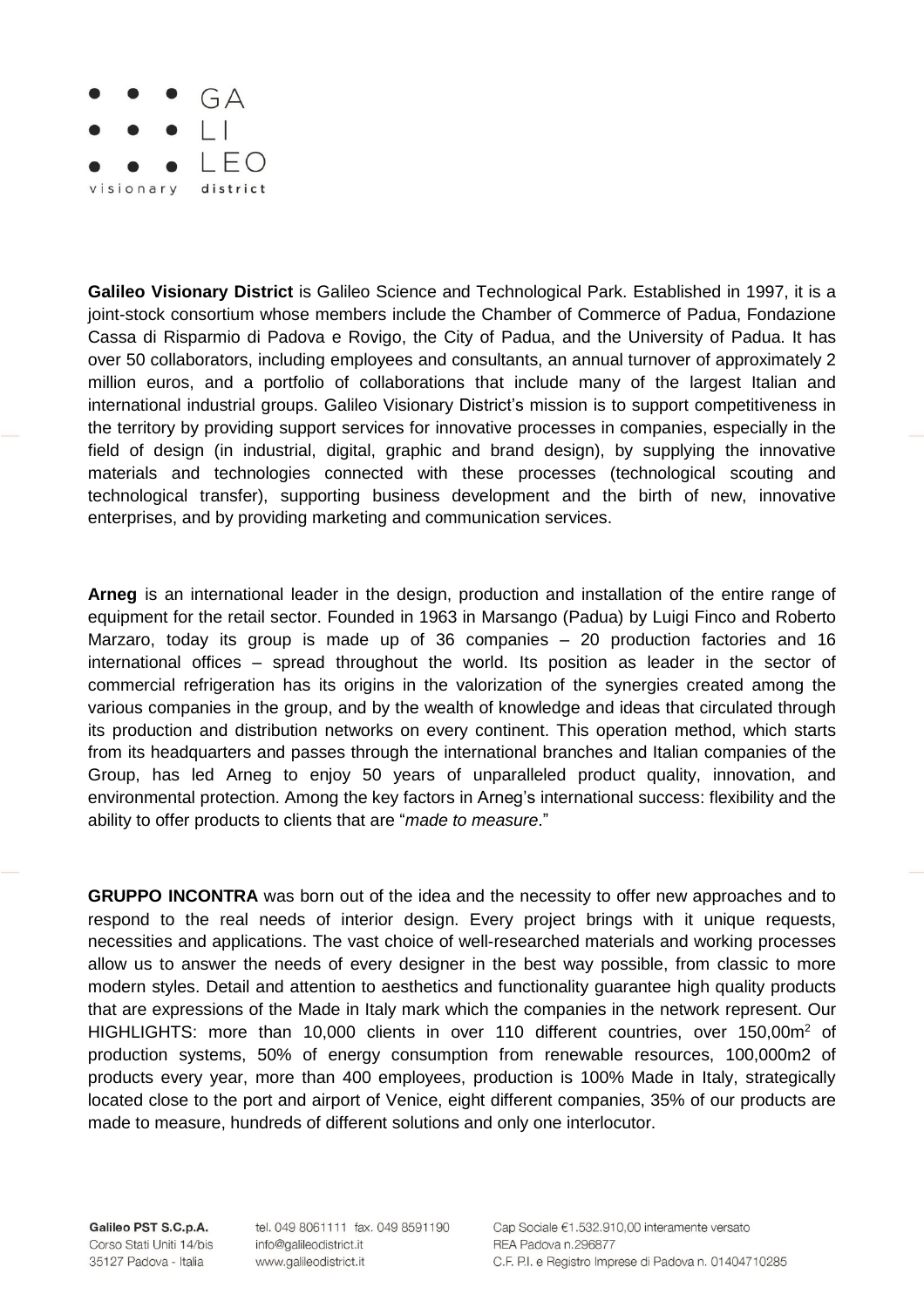**Galileo Visionary District** is Galileo Science and Technological Park. Established in 1997, it is a joint-stock consortium whose members include the Chamber of Commerce of Padua, Fondazione Cassa di Risparmio di Padova e Rovigo, the City of Padua, and the University of Padua. It has over 50 collaborators, including employees and consultants, an annual turnover of approximately 2 million euros, and a portfolio of collaborations that include many of the largest Italian and international industrial groups. Galileo Visionary District's mission is to support competitiveness in the territory by providing support services for innovative processes in companies, especially in the field of design (in industrial, digital, graphic and brand design), by supplying the innovative materials and technologies connected with these processes (technological scouting and technological transfer), supporting business development and the birth of new, innovative enterprises, and by providing marketing and communication services.

**Arneg** is an international leader in the design, production and installation of the entire range of equipment for the retail sector. Founded in 1963 in Marsango (Padua) by Luigi Finco and Roberto Marzaro, today its group is made up of 36 companies – 20 production factories and 16 international offices – spread throughout the world. Its position as leader in the sector of commercial refrigeration has its origins in the valorization of the synergies created among the various companies in the group, and by the wealth of knowledge and ideas that circulated through its production and distribution networks on every continent. This operation method, which starts from its headquarters and passes through the international branches and Italian companies of the Group, has led Arneg to enjoy 50 years of unparalleled product quality, innovation, and environmental protection. Among the key factors in Arneg's international success: flexibility and the ability to offer products to clients that are "*made to measure*."

**GRUPPO INCONTRA** was born out of the idea and the necessity to offer new approaches and to respond to the real needs of interior design. Every project brings with it unique requests, necessities and applications. The vast choice of well-researched materials and working processes allow us to answer the needs of every designer in the best way possible, from classic to more modern styles. Detail and attention to aesthetics and functionality guarantee high quality products that are expressions of the Made in Italy mark which the companies in the network represent. Our HIGHLIGHTS: more than 10,000 clients in over 110 different countries, over 150,00m$^2$ of production systems, 50% of energy consumption from renewable resources, 100,000m2 of products every year, more than 400 employees, production is 100% Made in Italy, strategically located close to the port and airport of Venice, eight different companies, 35% of our products are made to measure, hundreds of different solutions and only one interlocutor.